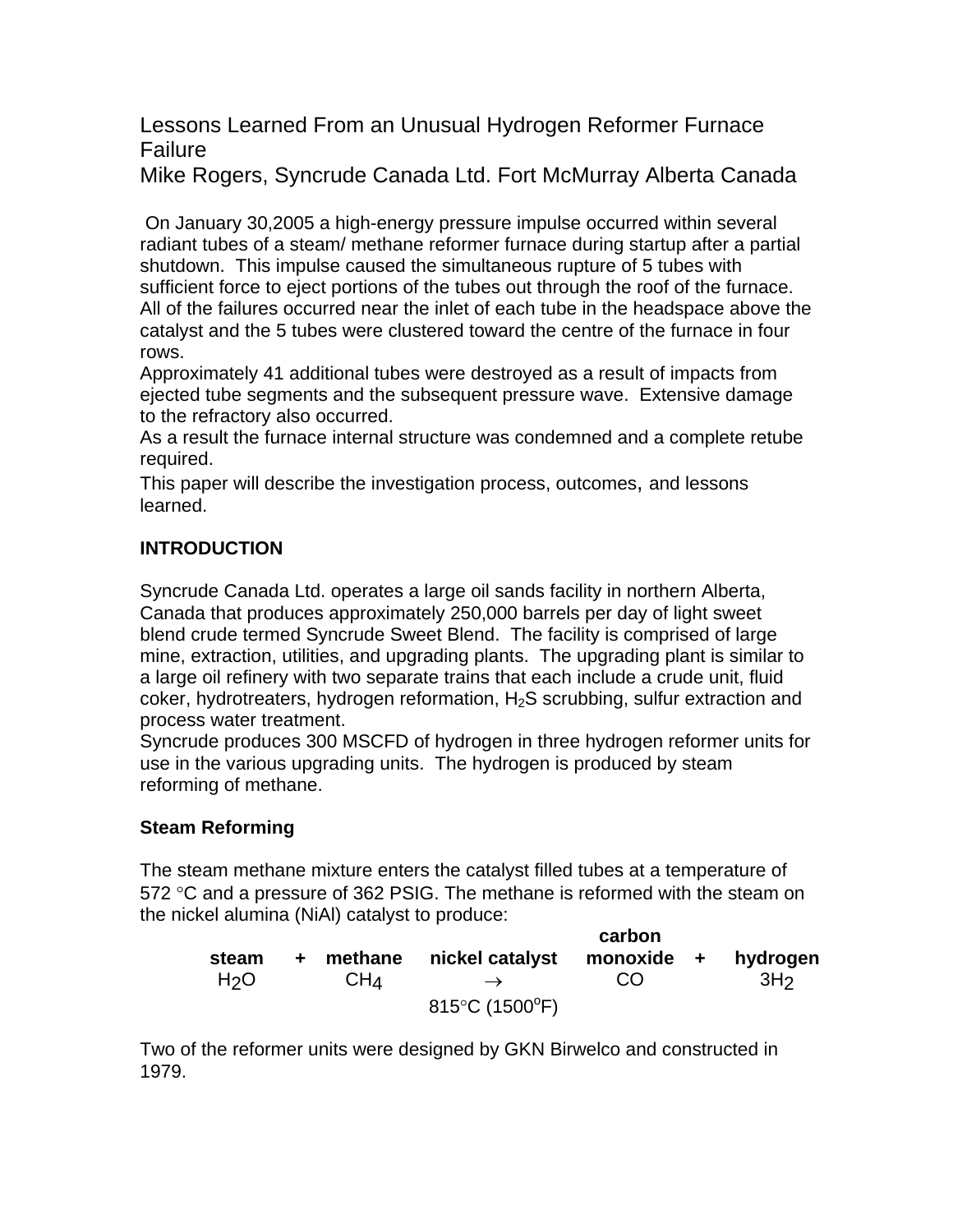# Lessons Learned From an Unusual Hydrogen Reformer Furnace Failure

Mike Rogers, Syncrude Canada Ltd. Fort McMurray Alberta Canada

On January 30,2005 a high-energy pressure impulse occurred within several radiant tubes of a steam/ methane reformer furnace during startup after a partial shutdown. This impulse caused the simultaneous rupture of 5 tubes with sufficient force to eject portions of the tubes out through the roof of the furnace. All of the failures occurred near the inlet of each tube in the headspace above the catalyst and the 5 tubes were clustered toward the centre of the furnace in four rows.

Approximately 41 additional tubes were destroyed as a result of impacts from ejected tube segments and the subsequent pressure wave. Extensive damage to the refractory also occurred.

As a result the furnace internal structure was condemned and a complete retube required.

This paper will describe the investigation process, outcomes, and lessons learned.

## INTRODUCTION

Syncrude Canada Ltd. operates a large oil sands facility in northern Alberta, Canada that produces approximately 250,000 barrels per day of light sweet blend crude termed Syncrude Sweet Blend. The facility is comprised of large mine, extraction, utilities, and upgrading plants. The upgrading plant is similar to a large oil refinery with two separate trains that each include a crude unit, fluid coker, hydrotreaters, hydrogen reformation, $H_2S$ scrubbing, sulfur extraction and process water treatment.

Syncrude produces 300 MSCFD of hydrogen in three hydrogen reformer units for use in the various upgrading units. The hydrogen is produced by steam reforming of methane.

### Steam Reforming

The steam methane mixture enters the catalyst filled tubes at a temperature of 572 °C and a pressure of 362 PSIG. The methane is reformed with the steam on the nickel alumina (NiAl) catalyst to produce:

| steam | + | methane | nickel catalyst | carbon monoxide | + | hydrogen |
|---|---|---|---|---|---|---|
| $H_2O$ | | $CH_4$ | $\rightarrow$ | $CO$ | | $3H_2$ |
| | | | 815°C (1500°F) | | | |

Two of the reformer units were designed by GKN Birwelco and constructed in 1979.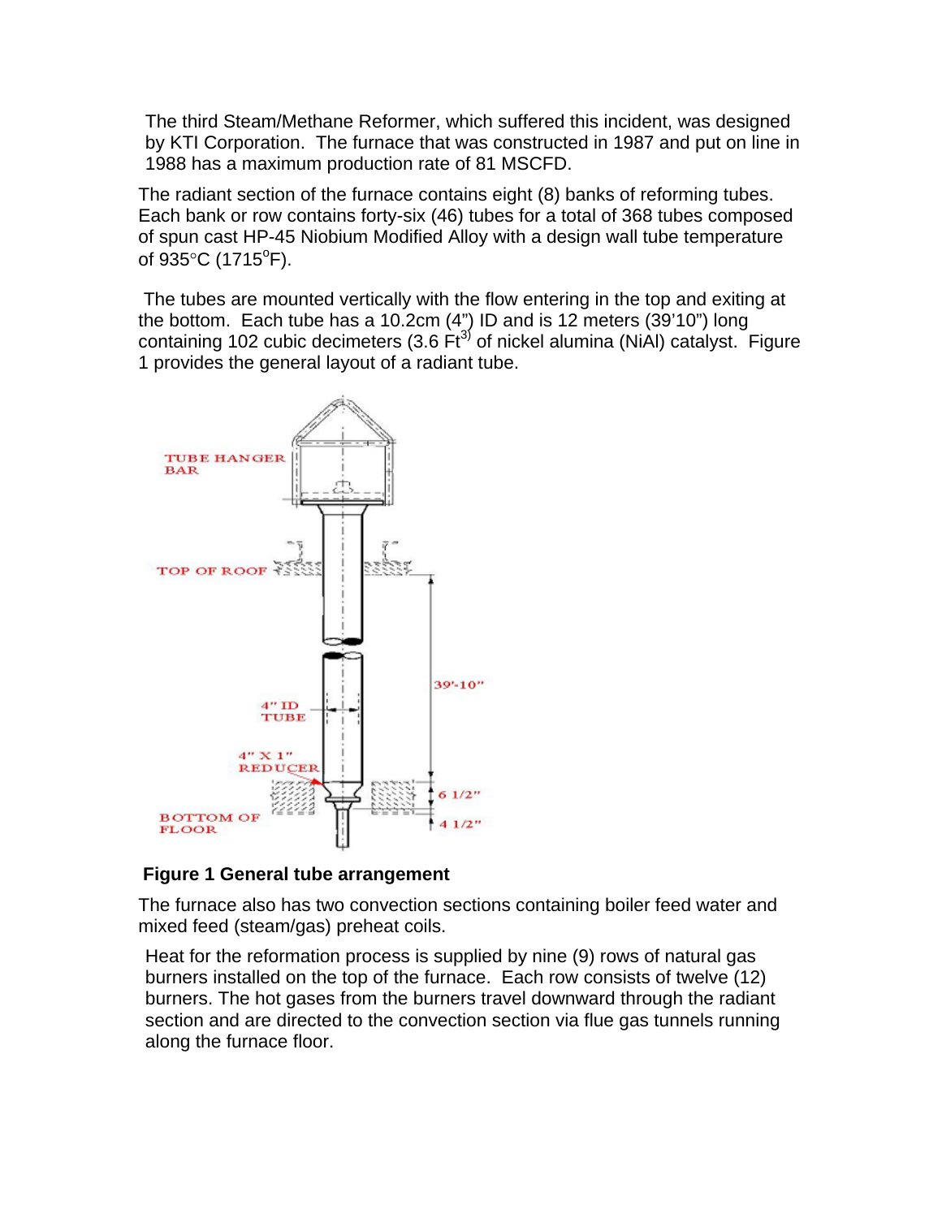The third Steam/Methane Reformer, which suffered this incident, was designed by KTI Corporation. The furnace that was constructed in 1987 and put on line in 1988 has a maximum production rate of 81 MSCFD.

The radiant section of the furnace contains eight (8) banks of reforming tubes. Each bank or row contains forty-six (46) tubes for a total of 368 tubes composed of spun cast HP-45 Niobium Modified Alloy with a design wall tube temperature of 935°C (1715°F).

The tubes are mounted vertically with the flow entering in the top and exiting at the bottom. Each tube has a 10.2cm (4") ID and is 12 meters (39'10") long containing 102 cubic decimeters (3.6 $Ft^3$) of nickel alumina (NiAl) catalyst. Figure 1 provides the general layout of a radiant tube.

**Figure 1 General tube arrangement**

The furnace also has two convection sections containing boiler feed water and mixed feed (steam/gas) preheat coils.

Heat for the reformation process is supplied by nine (9) rows of natural gas burners installed on the top of the furnace. Each row consists of twelve (12) burners. The hot gases from the burners travel downward through the radiant section and are directed to the convection section via flue gas tunnels running along the furnace floor.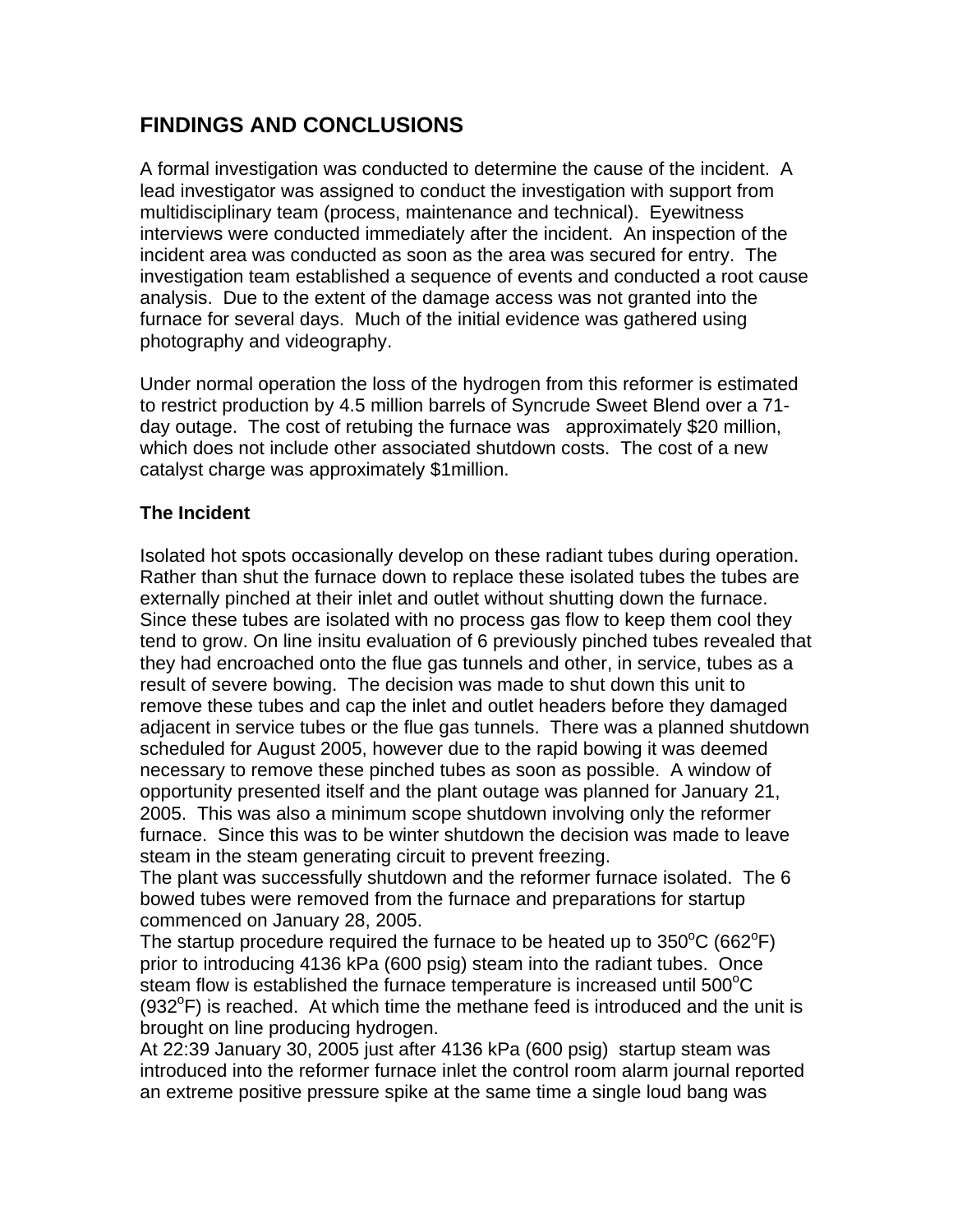## FINDINGS AND CONCLUSIONS

A formal investigation was conducted to determine the cause of the incident. A lead investigator was assigned to conduct the investigation with support from multidisciplinary team (process, maintenance and technical). Eyewitness interviews were conducted immediately after the incident. An inspection of the incident area was conducted as soon as the area was secured for entry. The investigation team established a sequence of events and conducted a root cause analysis. Due to the extent of the damage access was not granted into the furnace for several days. Much of the initial evidence was gathered using photography and videography.

Under normal operation the loss of the hydrogen from this reformer is estimated to restrict production by 4.5 million barrels of Syncrude Sweet Blend over a 71-day outage. The cost of retubing the furnace was approximately $20 million, which does not include other associated shutdown costs. The cost of a new catalyst charge was approximately $1million.

### The Incident

Isolated hot spots occasionally develop on these radiant tubes during operation. Rather than shut the furnace down to replace these isolated tubes the tubes are externally pinched at their inlet and outlet without shutting down the furnace. Since these tubes are isolated with no process gas flow to keep them cool they tend to grow. On line insitu evaluation of 6 previously pinched tubes revealed that they had encroached onto the flue gas tunnels and other, in service, tubes as a result of severe bowing. The decision was made to shut down this unit to remove these tubes and cap the inlet and outlet headers before they damaged adjacent in service tubes or the flue gas tunnels. There was a planned shutdown scheduled for August 2005, however due to the rapid bowing it was deemed necessary to remove these pinched tubes as soon as possible. A window of opportunity presented itself and the plant outage was planned for January 21, 2005. This was also a minimum scope shutdown involving only the reformer furnace. Since this was to be winter shutdown the decision was made to leave steam in the steam generating circuit to prevent freezing.

The plant was successfully shutdown and the reformer furnace isolated. The 6 bowed tubes were removed from the furnace and preparations for startup commenced on January 28, 2005.

The startup procedure required the furnace to be heated up to 350°C (662°F) prior to introducing 4136 kPa (600 psig) steam into the radiant tubes. Once steam flow is established the furnace temperature is increased until 500°C (932°F) is reached. At which time the methane feed is introduced and the unit is brought on line producing hydrogen.

At 22:39 January 30, 2005 just after 4136 kPa (600 psig) startup steam was introduced into the reformer furnace inlet the control room alarm journal reported an extreme positive pressure spike at the same time a single loud bang was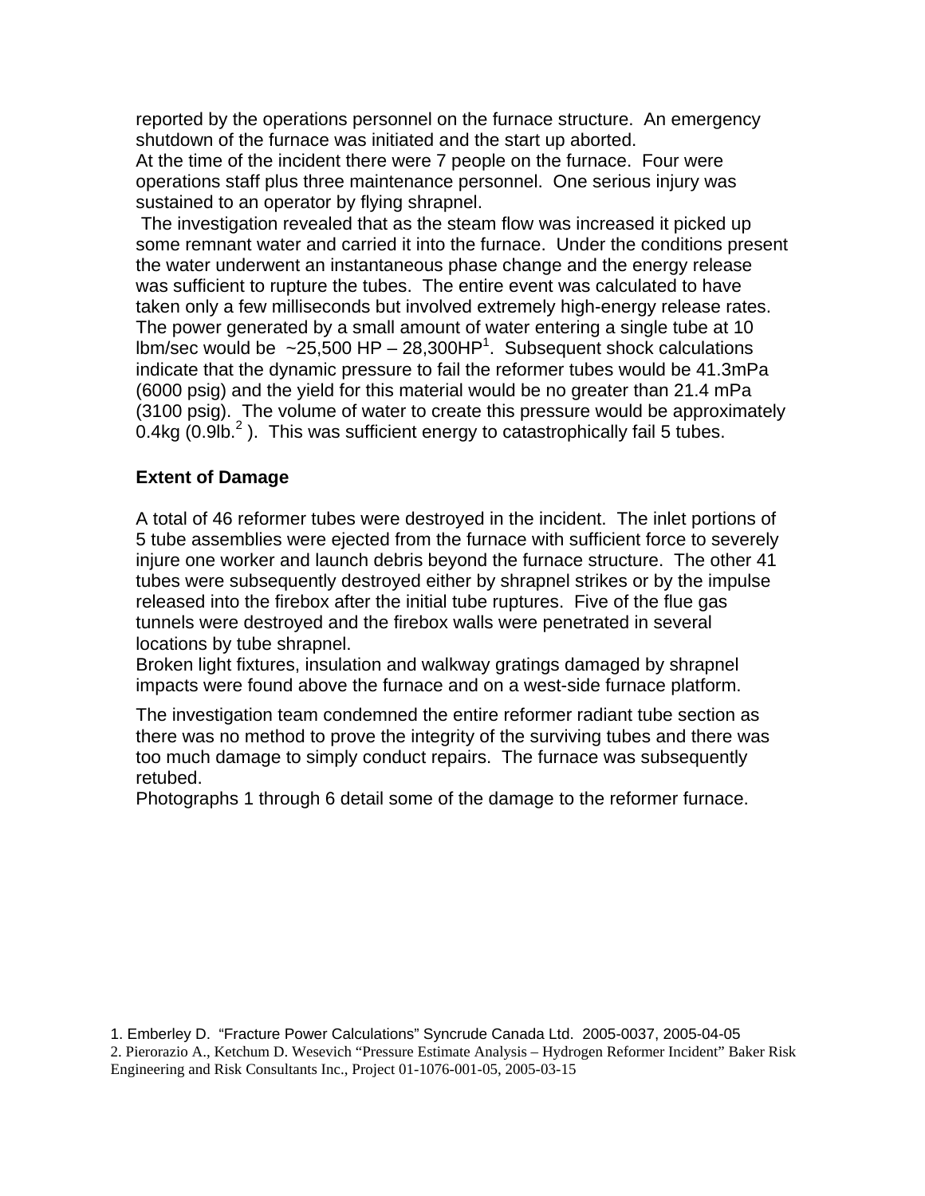reported by the operations personnel on the furnace structure. An emergency shutdown of the furnace was initiated and the start up aborted.
At the time of the incident there were 7 people on the furnace. Four were operations staff plus three maintenance personnel. One serious injury was sustained to an operator by flying shrapnel.
The investigation revealed that as the steam flow was increased it picked up some remnant water and carried it into the furnace. Under the conditions present the water underwent an instantaneous phase change and the energy release was sufficient to rupture the tubes. The entire event was calculated to have taken only a few milliseconds but involved extremely high-energy release rates. The power generated by a small amount of water entering a single tube at 10 lbm/sec would be ~25,500 HP – 28,300HP[1]. Subsequent shock calculations indicate that the dynamic pressure to fail the reformer tubes would be 41.3mPa (6000 psig) and the yield for this material would be no greater than 21.4 mPa (3100 psig). The volume of water to create this pressure would be approximately 0.4kg (0.9lb.[2] ). This was sufficient energy to catastrophically fail 5 tubes.

**Extent of Damage**

A total of 46 reformer tubes were destroyed in the incident. The inlet portions of 5 tube assemblies were ejected from the furnace with sufficient force to severely injure one worker and launch debris beyond the furnace structure. The other 41 tubes were subsequently destroyed either by shrapnel strikes or by the impulse released into the firebox after the initial tube ruptures. Five of the flue gas tunnels were destroyed and the firebox walls were penetrated in several locations by tube shrapnel.
Broken light fixtures, insulation and walkway gratings damaged by shrapnel impacts were found above the furnace and on a west-side furnace platform.

The investigation team condemned the entire reformer radiant tube section as there was no method to prove the integrity of the surviving tubes and there was too much damage to simply conduct repairs. The furnace was subsequently retubed.
Photographs 1 through 6 detail some of the damage to the reformer furnace.

1. Emberley D. "Fracture Power Calculations" Syncrude Canada Ltd. 2005-0037, 2005-04-05
2. Pierorazio A., Ketchum D. Wesevich "Pressure Estimate Analysis – Hydrogen Reformer Incident" Baker Risk Engineering and Risk Consultants Inc., Project 01-1076-001-05, 2005-03-15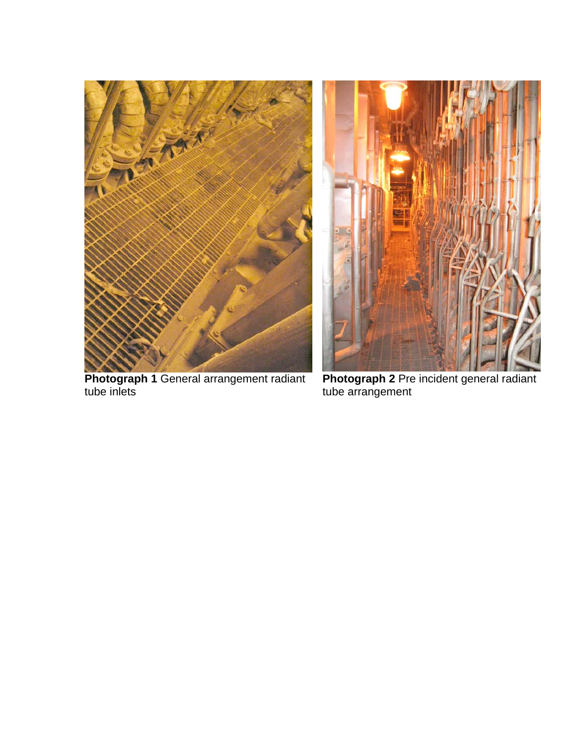**Photograph 1** General arrangement radiant tube inlets

**Photograph 2** Pre incident general radiant tube arrangement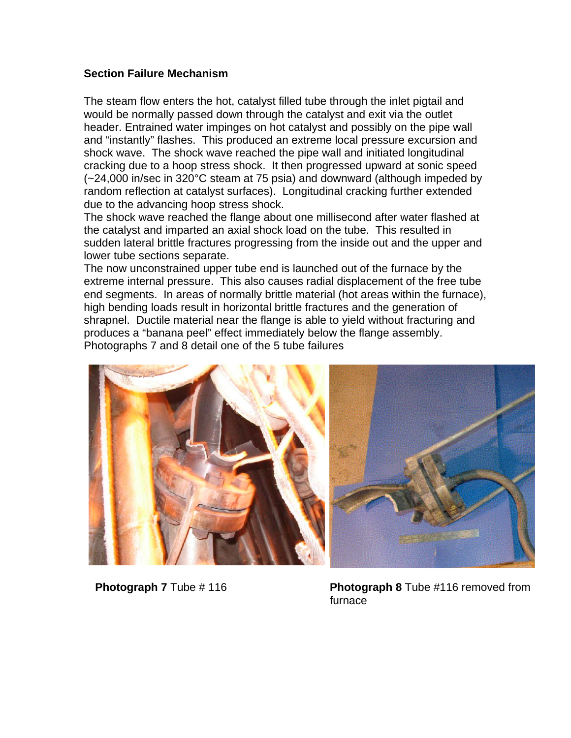**Section Failure Mechanism**

The steam flow enters the hot, catalyst filled tube through the inlet pigtail and would be normally passed down through the catalyst and exit via the outlet header. Entrained water impinges on hot catalyst and possibly on the pipe wall and "instantly" flashes. This produced an extreme local pressure excursion and shock wave. The shock wave reached the pipe wall and initiated longitudinal cracking due to a hoop stress shock. It then progressed upward at sonic speed (~24,000 in/sec in 320°C steam at 75 psia) and downward (although impeded by random reflection at catalyst surfaces). Longitudinal cracking further extended due to the advancing hoop stress shock.

The shock wave reached the flange about one millisecond after water flashed at the catalyst and imparted an axial shock load on the tube. This resulted in sudden lateral brittle fractures progressing from the inside out and the upper and lower tube sections separate.

The now unconstrained upper tube end is launched out of the furnace by the extreme internal pressure. This also causes radial displacement of the free tube end segments. In areas of normally brittle material (hot areas within the furnace), high bending loads result in horizontal brittle fractures and the generation of shrapnel. Ductile material near the flange is able to yield without fracturing and produces a "banana peel" effect immediately below the flange assembly.

Photographs 7 and 8 detail one of the 5 tube failures

**Photograph 7** Tube # 116

**Photograph 8** Tube #116 removed from furnace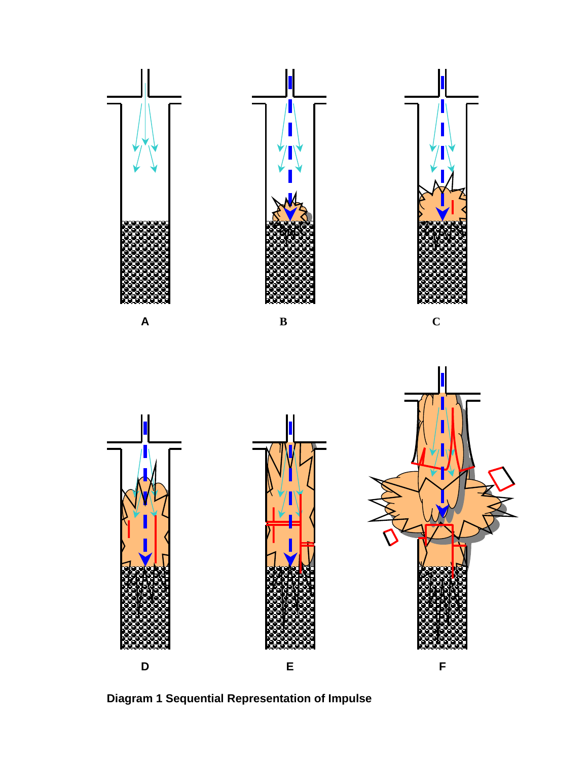Diagram 1 Sequential Representation of Impulse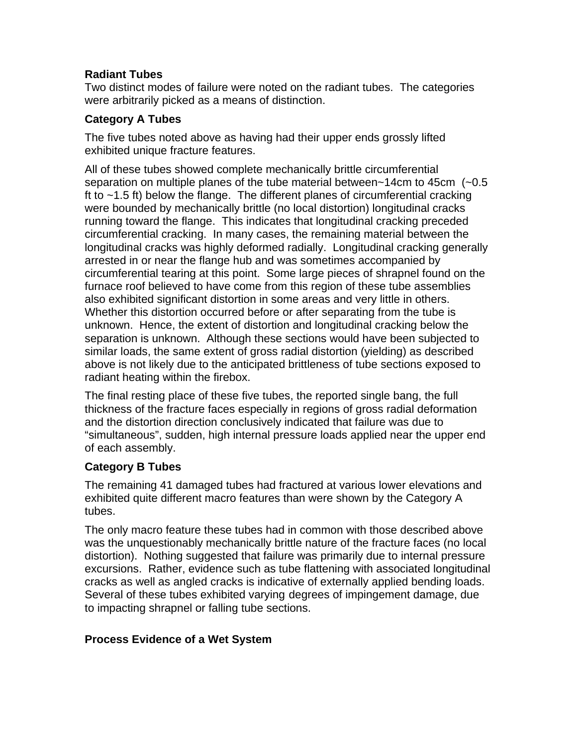### Radiant Tubes

Two distinct modes of failure were noted on the radiant tubes. The categories were arbitrarily picked as a means of distinction.

### Category A Tubes

The five tubes noted above as having had their upper ends grossly lifted exhibited unique fracture features.

All of these tubes showed complete mechanically brittle circumferential separation on multiple planes of the tube material between~14cm to 45cm (~0.5 ft to ~1.5 ft) below the flange. The different planes of circumferential cracking were bounded by mechanically brittle (no local distortion) longitudinal cracks running toward the flange. This indicates that longitudinal cracking preceded circumferential cracking. In many cases, the remaining material between the longitudinal cracks was highly deformed radially. Longitudinal cracking generally arrested in or near the flange hub and was sometimes accompanied by circumferential tearing at this point. Some large pieces of shrapnel found on the furnace roof believed to have come from this region of these tube assemblies also exhibited significant distortion in some areas and very little in others. Whether this distortion occurred before or after separating from the tube is unknown. Hence, the extent of distortion and longitudinal cracking below the separation is unknown. Although these sections would have been subjected to similar loads, the same extent of gross radial distortion (yielding) as described above is not likely due to the anticipated brittleness of tube sections exposed to radiant heating within the firebox.

The final resting place of these five tubes, the reported single bang, the full thickness of the fracture faces especially in regions of gross radial deformation and the distortion direction conclusively indicated that failure was due to “simultaneous”, sudden, high internal pressure loads applied near the upper end of each assembly.

### Category B Tubes

The remaining 41 damaged tubes had fractured at various lower elevations and exhibited quite different macro features than were shown by the Category A tubes.

The only macro feature these tubes had in common with those described above was the unquestionably mechanically brittle nature of the fracture faces (no local distortion). Nothing suggested that failure was primarily due to internal pressure excursions. Rather, evidence such as tube flattening with associated longitudinal cracks as well as angled cracks is indicative of externally applied bending loads. Several of these tubes exhibited varying degrees of impingement damage, due to impacting shrapnel or falling tube sections.

### Process Evidence of a Wet System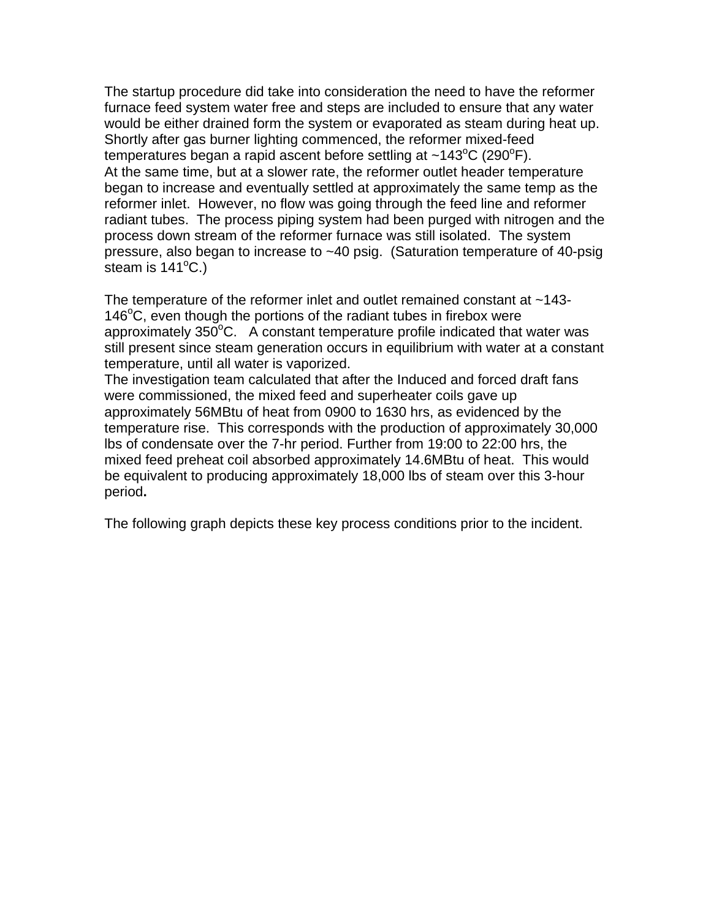The startup procedure did take into consideration the need to have the reformer furnace feed system water free and steps are included to ensure that any water would be either drained form the system or evaporated as steam during heat up. Shortly after gas burner lighting commenced, the reformer mixed-feed temperatures began a rapid ascent before settling at ~143$^{o}$C (290$^{o}$F). At the same time, but at a slower rate, the reformer outlet header temperature began to increase and eventually settled at approximately the same temp as the reformer inlet. However, no flow was going through the feed line and reformer radiant tubes. The process piping system had been purged with nitrogen and the process down stream of the reformer furnace was still isolated. The system pressure, also began to increase to ~40 psig. (Saturation temperature of 40-psig steam is 141$^{o}$C.)

The temperature of the reformer inlet and outlet remained constant at ~143-146$^{o}$C, even though the portions of the radiant tubes in firebox were approximately 350$^{o}$C. A constant temperature profile indicated that water was still present since steam generation occurs in equilibrium with water at a constant temperature, until all water is vaporized.
The investigation team calculated that after the Induced and forced draft fans were commissioned, the mixed feed and superheater coils gave up approximately 56MBtu of heat from 0900 to 1630 hrs, as evidenced by the temperature rise. This corresponds with the production of approximately 30,000 lbs of condensate over the 7-hr period. Further from 19:00 to 22:00 hrs, the mixed feed preheat coil absorbed approximately 14.6MBtu of heat. This would be equivalent to producing approximately 18,000 lbs of steam over this 3-hour period**.**

The following graph depicts these key process conditions prior to the incident.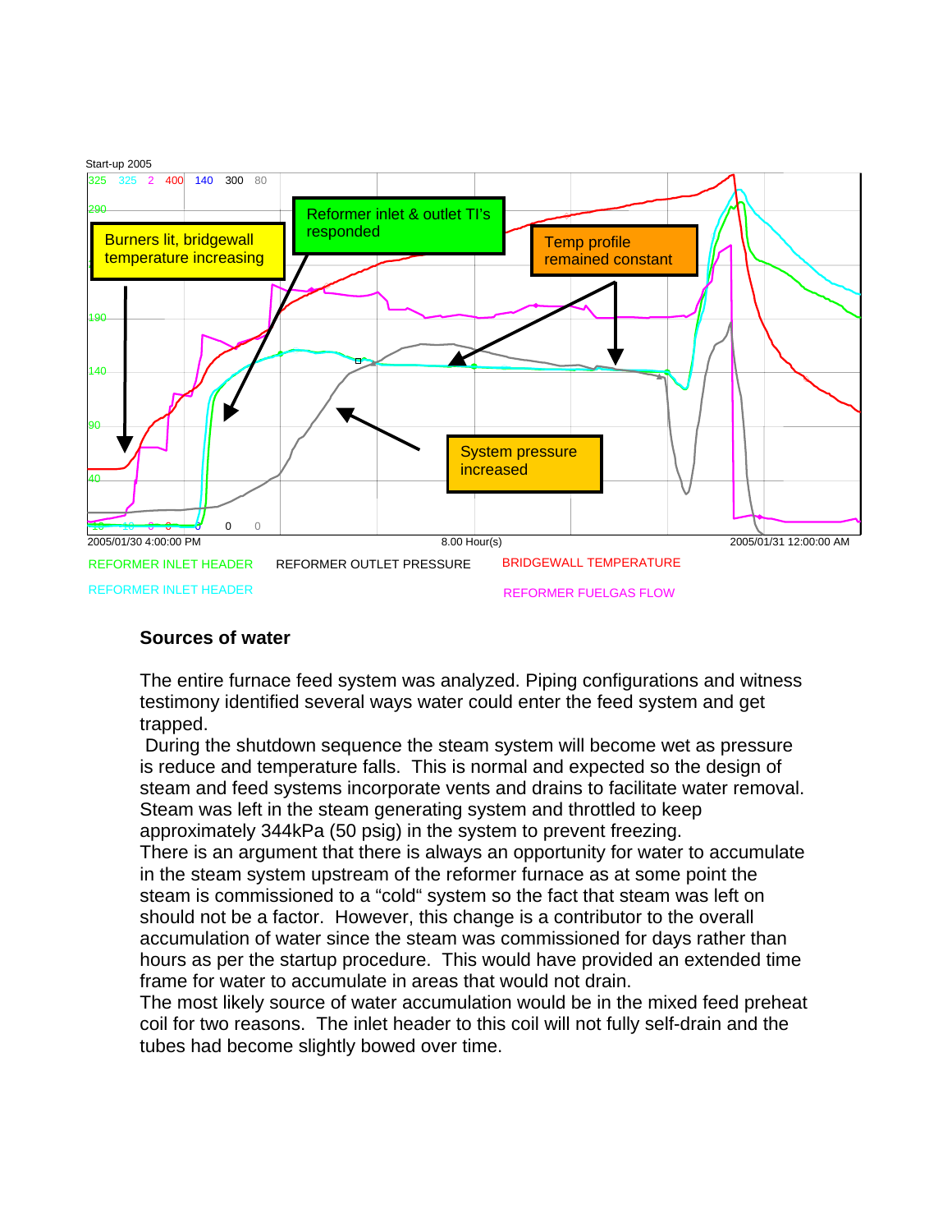Start-up 2005

325 325 2 400 140 300 80

Burners lit, bridgewall temperature increasing

Reformer inlet & outlet TI's responded

Temp profile remained constant

System pressure increased

2005/01/30 4:00:00 PM 8.00 Hour(s) 2005/01/31 12:00:00 AM

REFORMER INLET HEADER REFORMER OUTLET PRESSURE BRIDGEWALL TEMPERATURE

REFORMER INLET HEADER REFORMER FUELGAS FLOW

## Sources of water

The entire furnace feed system was analyzed. Piping configurations and witness testimony identified several ways water could enter the feed system and get trapped.

During the shutdown sequence the steam system will become wet as pressure is reduce and temperature falls. This is normal and expected so the design of steam and feed systems incorporate vents and drains to facilitate water removal. Steam was left in the steam generating system and throttled to keep approximately 344kPa (50 psig) in the system to prevent freezing.

There is an argument that there is always an opportunity for water to accumulate in the steam system upstream of the reformer furnace as at some point the steam is commissioned to a "cold" system so the fact that steam was left on should not be a factor. However, this change is a contributor to the overall accumulation of water since the steam was commissioned for days rather than hours as per the startup procedure. This would have provided an extended time frame for water to accumulate in areas that would not drain.

The most likely source of water accumulation would be in the mixed feed preheat coil for two reasons. The inlet header to this coil will not fully self-drain and the tubes had become slightly bowed over time.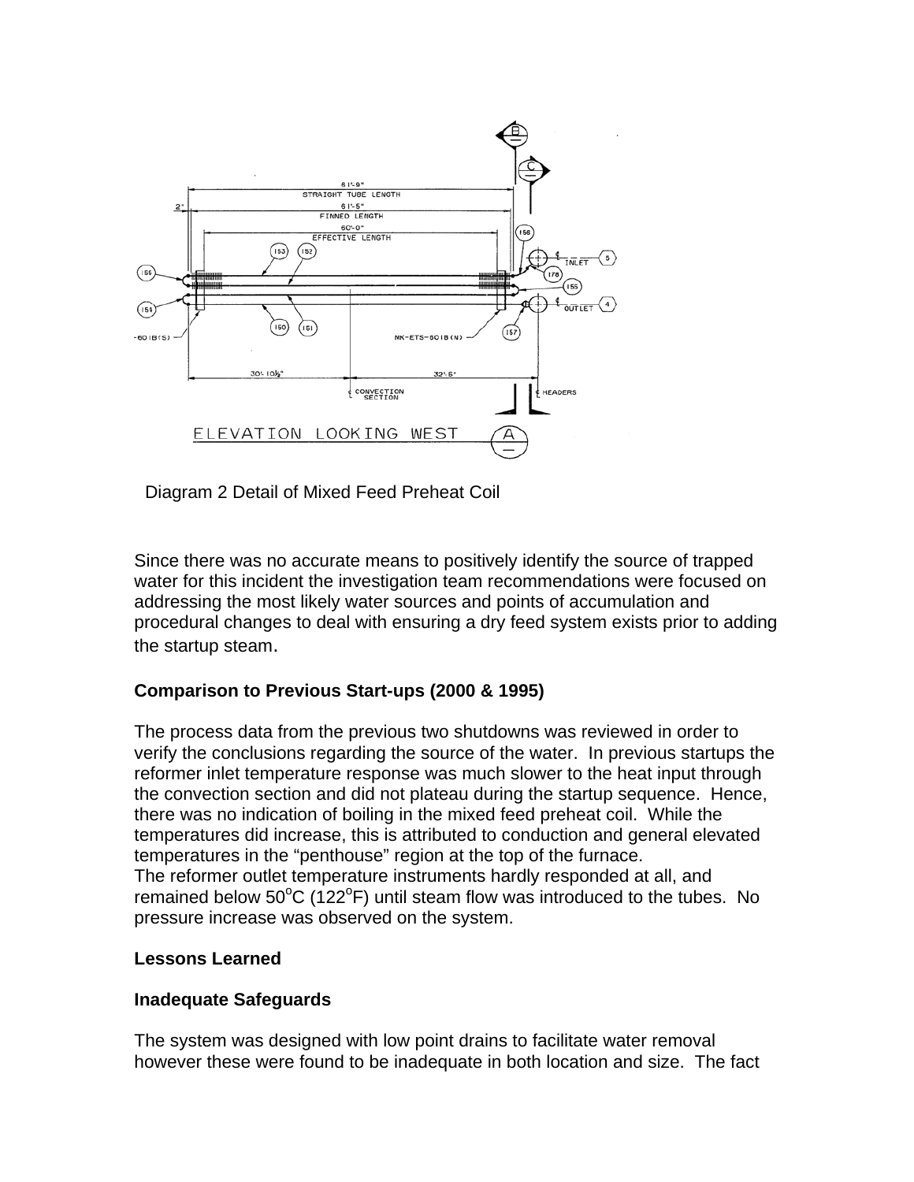Diagram 2 Detail of Mixed Feed Preheat Coil

Since there was no accurate means to positively identify the source of trapped water for this incident the investigation team recommendations were focused on addressing the most likely water sources and points of accumulation and procedural changes to deal with ensuring a dry feed system exists prior to adding the startup steam.

**Comparison to Previous Start-ups (2000 & 1995)**

The process data from the previous two shutdowns was reviewed in order to verify the conclusions regarding the source of the water. In previous startups the reformer inlet temperature response was much slower to the heat input through the convection section and did not plateau during the startup sequence. Hence, there was no indication of boiling in the mixed feed preheat coil. While the temperatures did increase, this is attributed to conduction and general elevated temperatures in the "penthouse" region at the top of the furnace.
The reformer outlet temperature instruments hardly responded at all, and remained below 50$^{o}$C (122$^{o}$F) until steam flow was introduced to the tubes. No pressure increase was observed on the system.

**Lessons Learned**

**Inadequate Safeguards**

The system was designed with low point drains to facilitate water removal however these were found to be inadequate in both location and size. The fact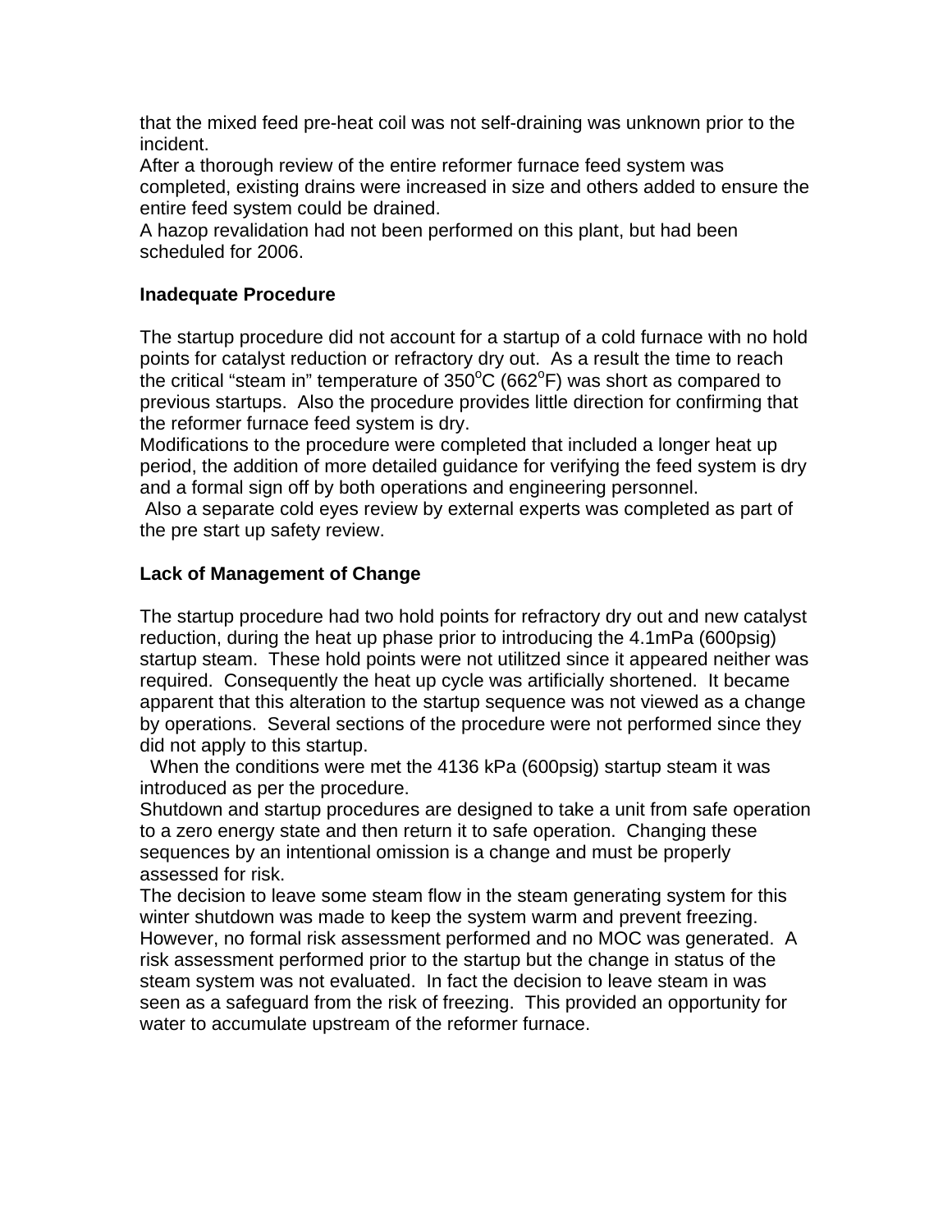that the mixed feed pre-heat coil was not self-draining was unknown prior to the incident.

After a thorough review of the entire reformer furnace feed system was completed, existing drains were increased in size and others added to ensure the entire feed system could be drained.

A hazop revalidation had not been performed on this plant, but had been scheduled for 2006.

**Inadequate Procedure**

The startup procedure did not account for a startup of a cold furnace with no hold points for catalyst reduction or refractory dry out. As a result the time to reach the critical “steam in” temperature of 350$^o$C (662$^o$F) was short as compared to previous startups. Also the procedure provides little direction for confirming that the reformer furnace feed system is dry.

Modifications to the procedure were completed that included a longer heat up period, the addition of more detailed guidance for verifying the feed system is dry and a formal sign off by both operations and engineering personnel.

Also a separate cold eyes review by external experts was completed as part of the pre start up safety review.

**Lack of Management of Change**

The startup procedure had two hold points for refractory dry out and new catalyst reduction, during the heat up phase prior to introducing the 4.1mPa (600psig) startup steam. These hold points were not utilitzed since it appeared neither was required. Consequently the heat up cycle was artificially shortened. It became apparent that this alteration to the startup sequence was not viewed as a change by operations. Several sections of the procedure were not performed since they did not apply to this startup.

When the conditions were met the 4136 kPa (600psig) startup steam it was introduced as per the procedure.

Shutdown and startup procedures are designed to take a unit from safe operation to a zero energy state and then return it to safe operation. Changing these sequences by an intentional omission is a change and must be properly assessed for risk.

The decision to leave some steam flow in the steam generating system for this winter shutdown was made to keep the system warm and prevent freezing. However, no formal risk assessment performed and no MOC was generated. A risk assessment performed prior to the startup but the change in status of the steam system was not evaluated. In fact the decision to leave steam in was seen as a safeguard from the risk of freezing. This provided an opportunity for water to accumulate upstream of the reformer furnace.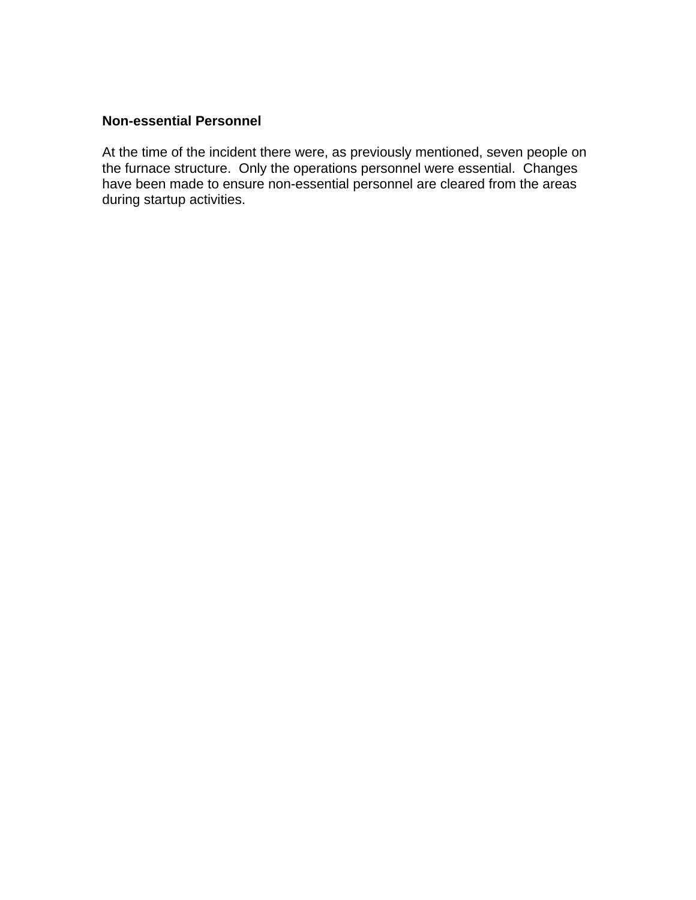**Non-essential Personnel**

At the time of the incident there were, as previously mentioned, seven people on the furnace structure. Only the operations personnel were essential. Changes have been made to ensure non-essential personnel are cleared from the areas during startup activities.